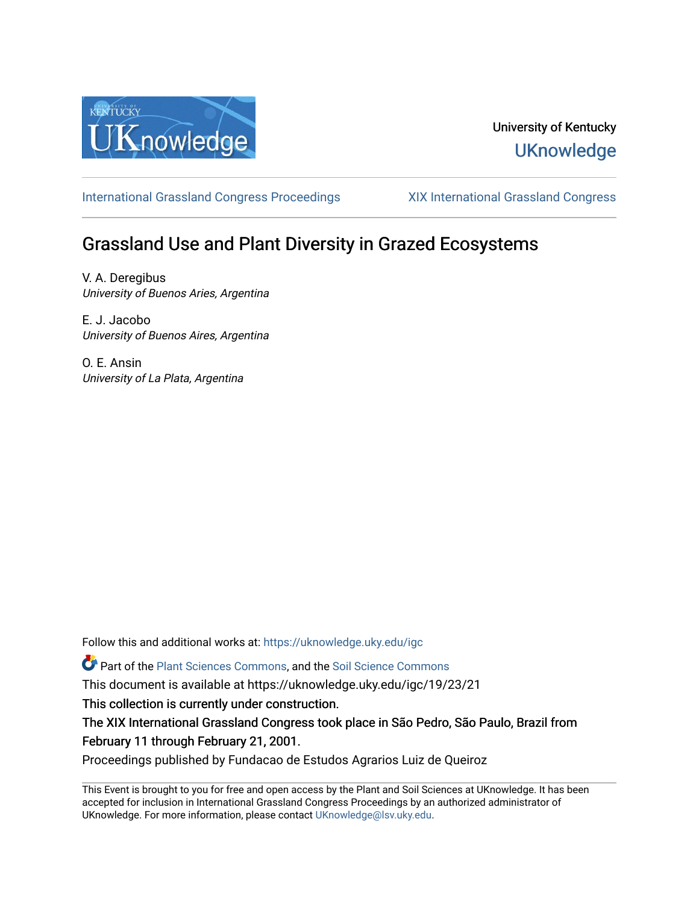University of Kentucky

UKnowledge

International Grassland Congress Proceedings

XIX International Grassland Congress

# Grassland Use and Plant Diversity in Grazed Ecosystems

V. A. Deregibus
*University of Buenos Aries, Argentina*

E. J. Jacobo
*University of Buenos Aires, Argentina*

O. E. Ansin
*University of La Plata, Argentina*

Follow this and additional works at: https://uknowledge.uky.edu/igc

Part of the Plant Sciences Commons, and the Soil Science Commons

This document is available at https://uknowledge.uky.edu/igc/19/23/21

This collection is currently under construction.

The XIX International Grassland Congress took place in São Pedro, São Paulo, Brazil from February 11 through February 21, 2001.

Proceedings published by Fundacao de Estudos Agrarios Luiz de Queiroz

This Event is brought to you for free and open access by the Plant and Soil Sciences at UKnowledge. It has been accepted for inclusion in International Grassland Congress Proceedings by an authorized administrator of UKnowledge. For more information, please contact UKnowledge@lsv.uky.edu.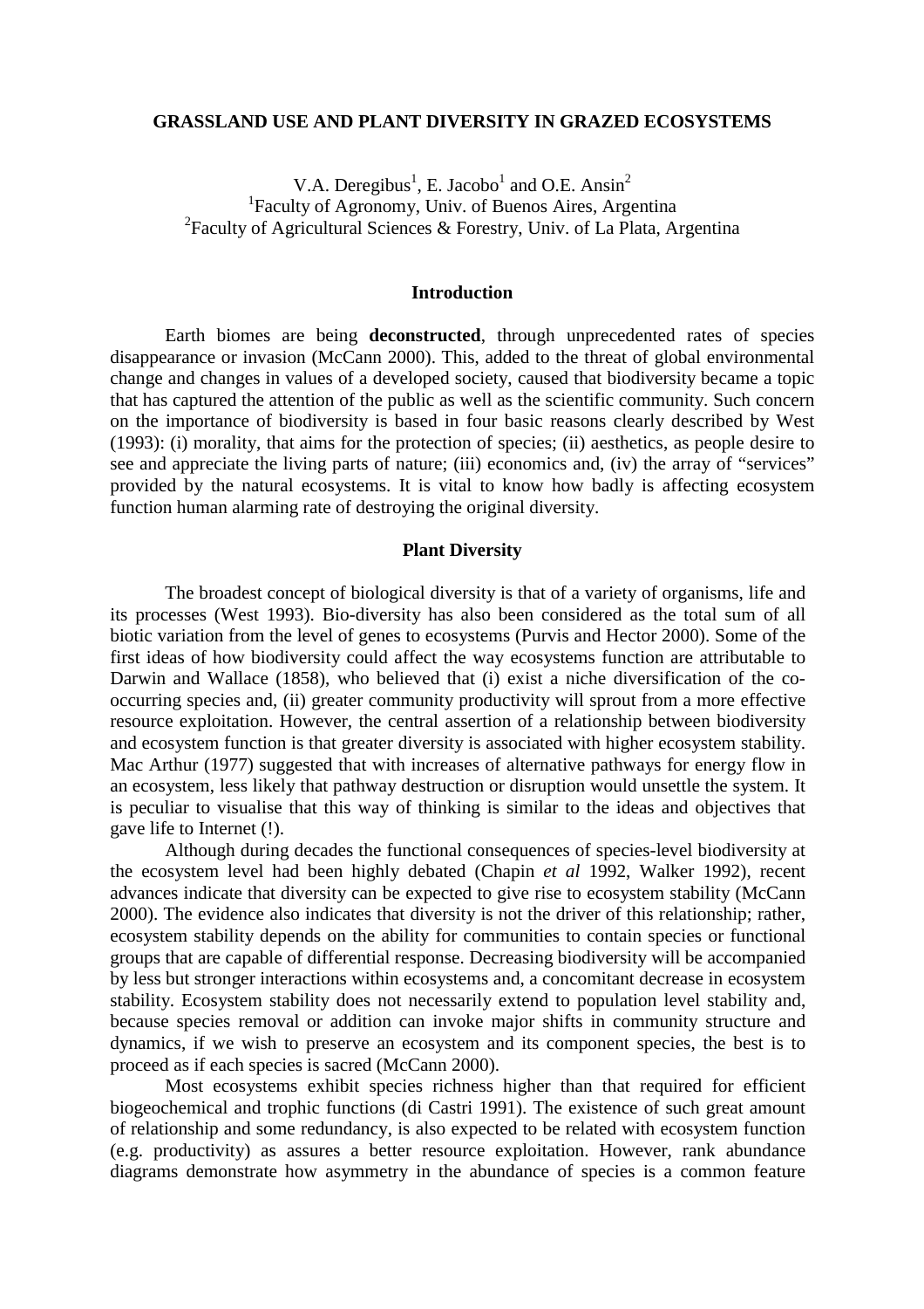# GRASSLAND USE AND PLANT DIVERSITY IN GRAZED ECOSYSTEMS

V.A. Deregibus[1], E. Jacobo[1] and O.E. Ansin[2]
[1]Faculty of Agronomy, Univ. of Buenos Aires, Argentina
[2]Faculty of Agricultural Sciences & Forestry, Univ. of La Plata, Argentina

## Introduction

Earth biomes are being **deconstructed**, through unprecedented rates of species disappearance or invasion (McCann 2000). This, added to the threat of global environmental change and changes in values of a developed society, caused that biodiversity became a topic that has captured the attention of the public as well as the scientific community. Such concern on the importance of biodiversity is based in four basic reasons clearly described by West (1993): (i) morality, that aims for the protection of species; (ii) aesthetics, as people desire to see and appreciate the living parts of nature; (iii) economics and, (iv) the array of "services" provided by the natural ecosystems. It is vital to know how badly is affecting ecosystem function human alarming rate of destroying the original diversity.

## Plant Diversity

The broadest concept of biological diversity is that of a variety of organisms, life and its processes (West 1993). Bio-diversity has also been considered as the total sum of all biotic variation from the level of genes to ecosystems (Purvis and Hector 2000). Some of the first ideas of how biodiversity could affect the way ecosystems function are attributable to Darwin and Wallace (1858), who believed that (i) exist a niche diversification of the co-occurring species and, (ii) greater community productivity will sprout from a more effective resource exploitation. However, the central assertion of a relationship between biodiversity and ecosystem function is that greater diversity is associated with higher ecosystem stability. Mac Arthur (1977) suggested that with increases of alternative pathways for energy flow in an ecosystem, less likely that pathway destruction or disruption would unsettle the system. It is peculiar to visualise that this way of thinking is similar to the ideas and objectives that gave life to Internet (!).

Although during decades the functional consequences of species-level biodiversity at the ecosystem level had been highly debated (Chapin *et al* 1992, Walker 1992), recent advances indicate that diversity can be expected to give rise to ecosystem stability (McCann 2000). The evidence also indicates that diversity is not the driver of this relationship; rather, ecosystem stability depends on the ability for communities to contain species or functional groups that are capable of differential response. Decreasing biodiversity will be accompanied by less but stronger interactions within ecosystems and, a concomitant decrease in ecosystem stability. Ecosystem stability does not necessarily extend to population level stability and, because species removal or addition can invoke major shifts in community structure and dynamics, if we wish to preserve an ecosystem and its component species, the best is to proceed as if each species is sacred (McCann 2000).

Most ecosystems exhibit species richness higher than that required for efficient biogeochemical and trophic functions (di Castri 1991). The existence of such great amount of relationship and some redundancy, is also expected to be related with ecosystem function (e.g. productivity) as assures a better resource exploitation. However, rank abundance diagrams demonstrate how asymmetry in the abundance of species is a common feature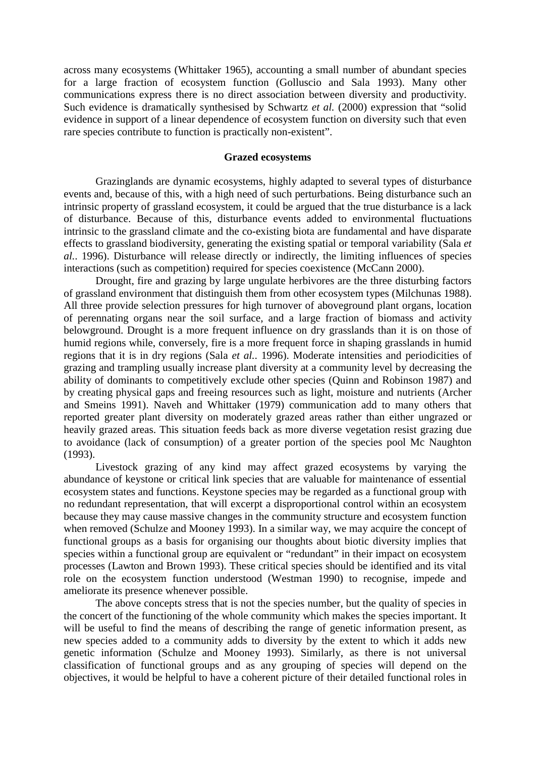across many ecosystems (Whittaker 1965), accounting a small number of abundant species for a large fraction of ecosystem function (Golluscio and Sala 1993). Many other communications express there is no direct association between diversity and productivity. Such evidence is dramatically synthesised by Schwartz *et al.* (2000) expression that "solid evidence in support of a linear dependence of ecosystem function on diversity such that even rare species contribute to function is practically non-existent".

## Grazed ecosystems

Grazinglands are dynamic ecosystems, highly adapted to several types of disturbance events and, because of this, with a high need of such perturbations. Being disturbance such an intrinsic property of grassland ecosystem, it could be argued that the true disturbance is a lack of disturbance. Because of this, disturbance events added to environmental fluctuations intrinsic to the grassland climate and the co-existing biota are fundamental and have disparate effects to grassland biodiversity, generating the existing spatial or temporal variability (Sala *et al.*. 1996). Disturbance will release directly or indirectly, the limiting influences of species interactions (such as competition) required for species coexistence (McCann 2000).

Drought, fire and grazing by large ungulate herbivores are the three disturbing factors of grassland environment that distinguish them from other ecosystem types (Milchunas 1988). All three provide selection pressures for high turnover of aboveground plant organs, location of perennating organs near the soil surface, and a large fraction of biomass and activity belowground. Drought is a more frequent influence on dry grasslands than it is on those of humid regions while, conversely, fire is a more frequent force in shaping grasslands in humid regions that it is in dry regions (Sala *et al.*. 1996). Moderate intensities and periodicities of grazing and trampling usually increase plant diversity at a community level by decreasing the ability of dominants to competitively exclude other species (Quinn and Robinson 1987) and by creating physical gaps and freeing resources such as light, moisture and nutrients (Archer and Smeins 1991). Naveh and Whittaker (1979) communication add to many others that reported greater plant diversity on moderately grazed areas rather than either ungrazed or heavily grazed areas. This situation feeds back as more diverse vegetation resist grazing due to avoidance (lack of consumption) of a greater portion of the species pool Mc Naughton (1993).

Livestock grazing of any kind may affect grazed ecosystems by varying the abundance of keystone or critical link species that are valuable for maintenance of essential ecosystem states and functions. Keystone species may be regarded as a functional group with no redundant representation, that will excerpt a disproportional control within an ecosystem because they may cause massive changes in the community structure and ecosystem function when removed (Schulze and Mooney 1993). In a similar way, we may acquire the concept of functional groups as a basis for organising our thoughts about biotic diversity implies that species within a functional group are equivalent or "redundant" in their impact on ecosystem processes (Lawton and Brown 1993). These critical species should be identified and its vital role on the ecosystem function understood (Westman 1990) to recognise, impede and ameliorate its presence whenever possible.

The above concepts stress that is not the species number, but the quality of species in the concert of the functioning of the whole community which makes the species important. It will be useful to find the means of describing the range of genetic information present, as new species added to a community adds to diversity by the extent to which it adds new genetic information (Schulze and Mooney 1993). Similarly, as there is not universal classification of functional groups and as any grouping of species will depend on the objectives, it would be helpful to have a coherent picture of their detailed functional roles in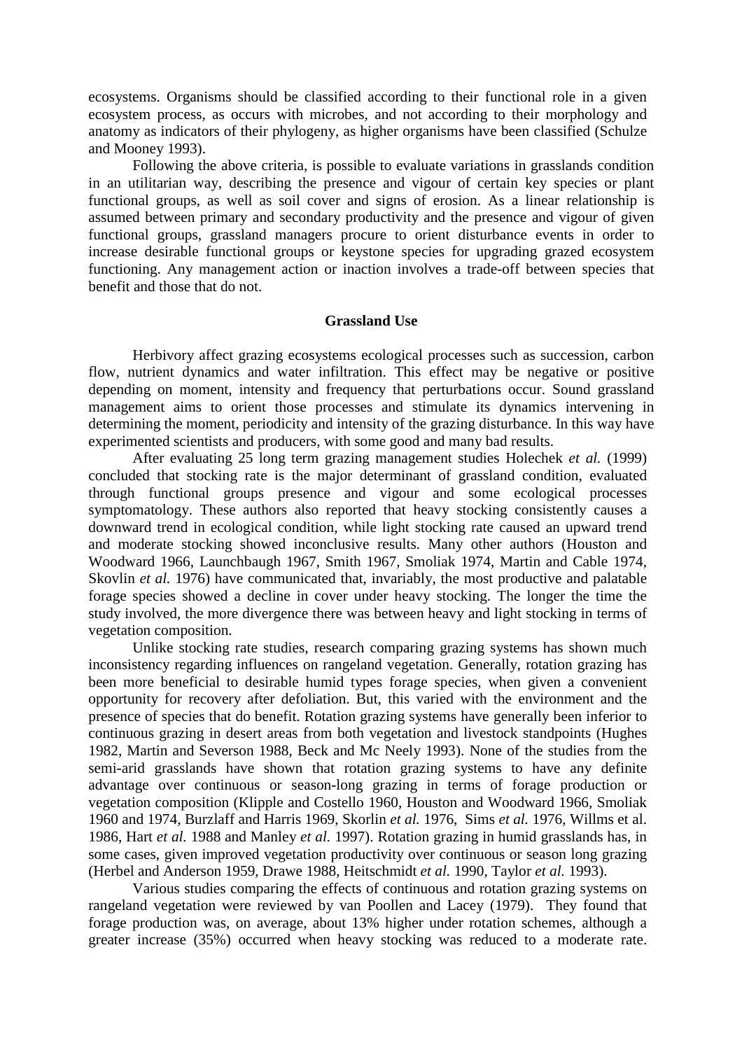ecosystems. Organisms should be classified according to their functional role in a given ecosystem process, as occurs with microbes, and not according to their morphology and anatomy as indicators of their phylogeny, as higher organisms have been classified (Schulze and Mooney 1993).

Following the above criteria, is possible to evaluate variations in grasslands condition in an utilitarian way, describing the presence and vigour of certain key species or plant functional groups, as well as soil cover and signs of erosion. As a linear relationship is assumed between primary and secondary productivity and the presence and vigour of given functional groups, grassland managers procure to orient disturbance events in order to increase desirable functional groups or keystone species for upgrading grazed ecosystem functioning. Any management action or inaction involves a trade-off between species that benefit and those that do not.

## Grassland Use

Herbivory affect grazing ecosystems ecological processes such as succession, carbon flow, nutrient dynamics and water infiltration. This effect may be negative or positive depending on moment, intensity and frequency that perturbations occur. Sound grassland management aims to orient those processes and stimulate its dynamics intervening in determining the moment, periodicity and intensity of the grazing disturbance. In this way have experimented scientists and producers, with some good and many bad results.

After evaluating 25 long term grazing management studies Holechek *et al.* (1999) concluded that stocking rate is the major determinant of grassland condition, evaluated through functional groups presence and vigour and some ecological processes symptomatology. These authors also reported that heavy stocking consistently causes a downward trend in ecological condition, while light stocking rate caused an upward trend and moderate stocking showed inconclusive results. Many other authors (Houston and Woodward 1966, Launchbaugh 1967, Smith 1967, Smoliak 1974, Martin and Cable 1974, Skovlin *et al.* 1976) have communicated that, invariably, the most productive and palatable forage species showed a decline in cover under heavy stocking. The longer the time the study involved, the more divergence there was between heavy and light stocking in terms of vegetation composition.

Unlike stocking rate studies, research comparing grazing systems has shown much inconsistency regarding influences on rangeland vegetation. Generally, rotation grazing has been more beneficial to desirable humid types forage species, when given a convenient opportunity for recovery after defoliation. But, this varied with the environment and the presence of species that do benefit. Rotation grazing systems have generally been inferior to continuous grazing in desert areas from both vegetation and livestock standpoints (Hughes 1982, Martin and Severson 1988, Beck and Mc Neely 1993). None of the studies from the semi-arid grasslands have shown that rotation grazing systems to have any definite advantage over continuous or season-long grazing in terms of forage production or vegetation composition (Klipple and Costello 1960, Houston and Woodward 1966, Smoliak 1960 and 1974, Burzlaff and Harris 1969, Skorlin *et al.* 1976, Sims *et al.* 1976, Willms et al. 1986, Hart *et al.* 1988 and Manley *et al.* 1997). Rotation grazing in humid grasslands has, in some cases, given improved vegetation productivity over continuous or season long grazing (Herbel and Anderson 1959, Drawe 1988, Heitschmidt *et al.* 1990, Taylor *et al.* 1993).

Various studies comparing the effects of continuous and rotation grazing systems on rangeland vegetation were reviewed by van Poollen and Lacey (1979). They found that forage production was, on average, about 13% higher under rotation schemes, although a greater increase (35%) occurred when heavy stocking was reduced to a moderate rate.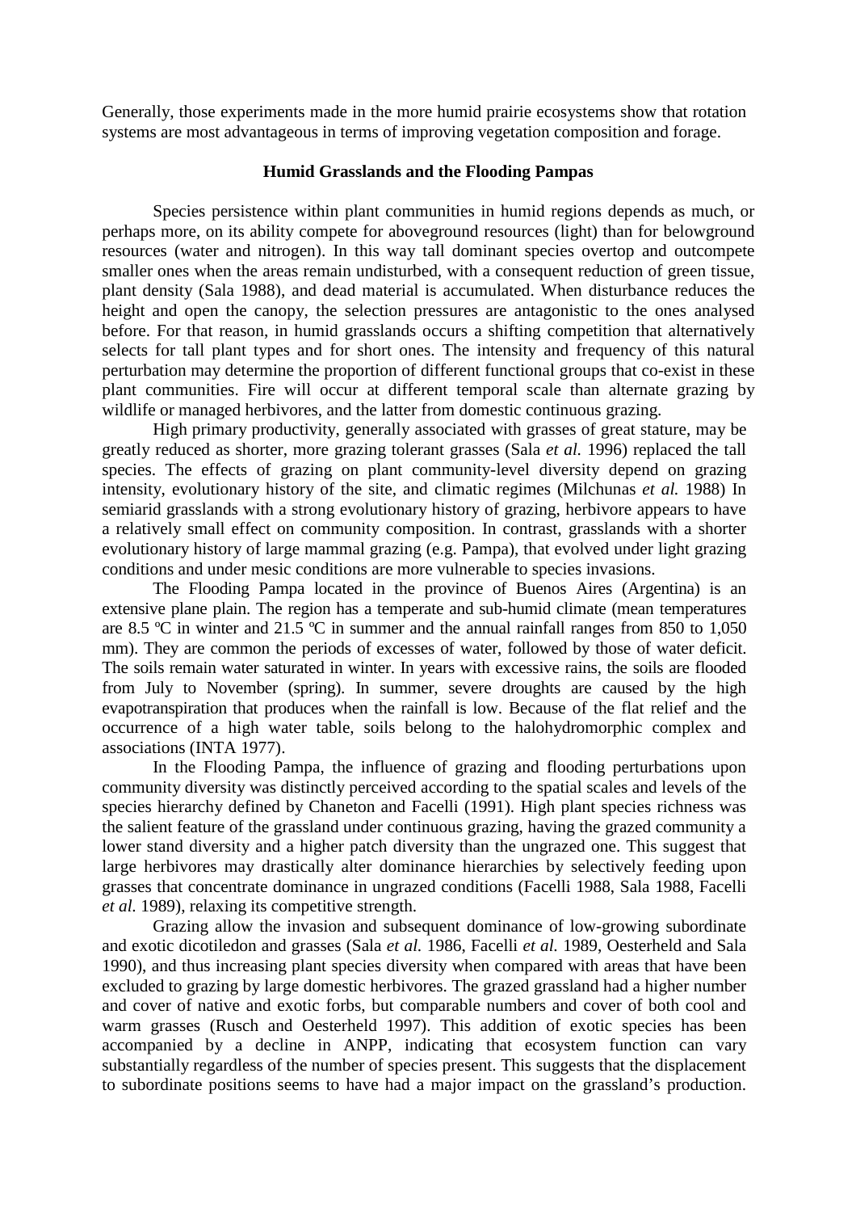Generally, those experiments made in the more humid prairie ecosystems show that rotation systems are most advantageous in terms of improving vegetation composition and forage.

### Humid Grasslands and the Flooding Pampas

Species persistence within plant communities in humid regions depends as much, or perhaps more, on its ability compete for aboveground resources (light) than for belowground resources (water and nitrogen). In this way tall dominant species overtop and outcompete smaller ones when the areas remain undisturbed, with a consequent reduction of green tissue, plant density (Sala 1988), and dead material is accumulated. When disturbance reduces the height and open the canopy, the selection pressures are antagonistic to the ones analysed before. For that reason, in humid grasslands occurs a shifting competition that alternatively selects for tall plant types and for short ones. The intensity and frequency of this natural perturbation may determine the proportion of different functional groups that co-exist in these plant communities. Fire will occur at different temporal scale than alternate grazing by wildlife or managed herbivores, and the latter from domestic continuous grazing.

High primary productivity, generally associated with grasses of great stature, may be greatly reduced as shorter, more grazing tolerant grasses (Sala *et al.* 1996) replaced the tall species. The effects of grazing on plant community-level diversity depend on grazing intensity, evolutionary history of the site, and climatic regimes (Milchunas *et al.* 1988) In semiarid grasslands with a strong evolutionary history of grazing, herbivore appears to have a relatively small effect on community composition. In contrast, grasslands with a shorter evolutionary history of large mammal grazing (e.g. Pampa), that evolved under light grazing conditions and under mesic conditions are more vulnerable to species invasions.

The Flooding Pampa located in the province of Buenos Aires (Argentina) is an extensive plane plain. The region has a temperate and sub-humid climate (mean temperatures are 8.5 ºC in winter and 21.5 ºC in summer and the annual rainfall ranges from 850 to 1,050 mm). They are common the periods of excesses of water, followed by those of water deficit. The soils remain water saturated in winter. In years with excessive rains, the soils are flooded from July to November (spring). In summer, severe droughts are caused by the high evapotranspiration that produces when the rainfall is low. Because of the flat relief and the occurrence of a high water table, soils belong to the halohydromorphic complex and associations (INTA 1977).

In the Flooding Pampa, the influence of grazing and flooding perturbations upon community diversity was distinctly perceived according to the spatial scales and levels of the species hierarchy defined by Chaneton and Facelli (1991). High plant species richness was the salient feature of the grassland under continuous grazing, having the grazed community a lower stand diversity and a higher patch diversity than the ungrazed one. This suggest that large herbivores may drastically alter dominance hierarchies by selectively feeding upon grasses that concentrate dominance in ungrazed conditions (Facelli 1988, Sala 1988, Facelli *et al.* 1989), relaxing its competitive strength.

Grazing allow the invasion and subsequent dominance of low-growing subordinate and exotic dicotiledon and grasses (Sala *et al.* 1986, Facelli *et al.* 1989, Oesterheld and Sala 1990), and thus increasing plant species diversity when compared with areas that have been excluded to grazing by large domestic herbivores. The grazed grassland had a higher number and cover of native and exotic forbs, but comparable numbers and cover of both cool and warm grasses (Rusch and Oesterheld 1997). This addition of exotic species has been accompanied by a decline in ANPP, indicating that ecosystem function can vary substantially regardless of the number of species present. This suggests that the displacement to subordinate positions seems to have had a major impact on the grassland's production.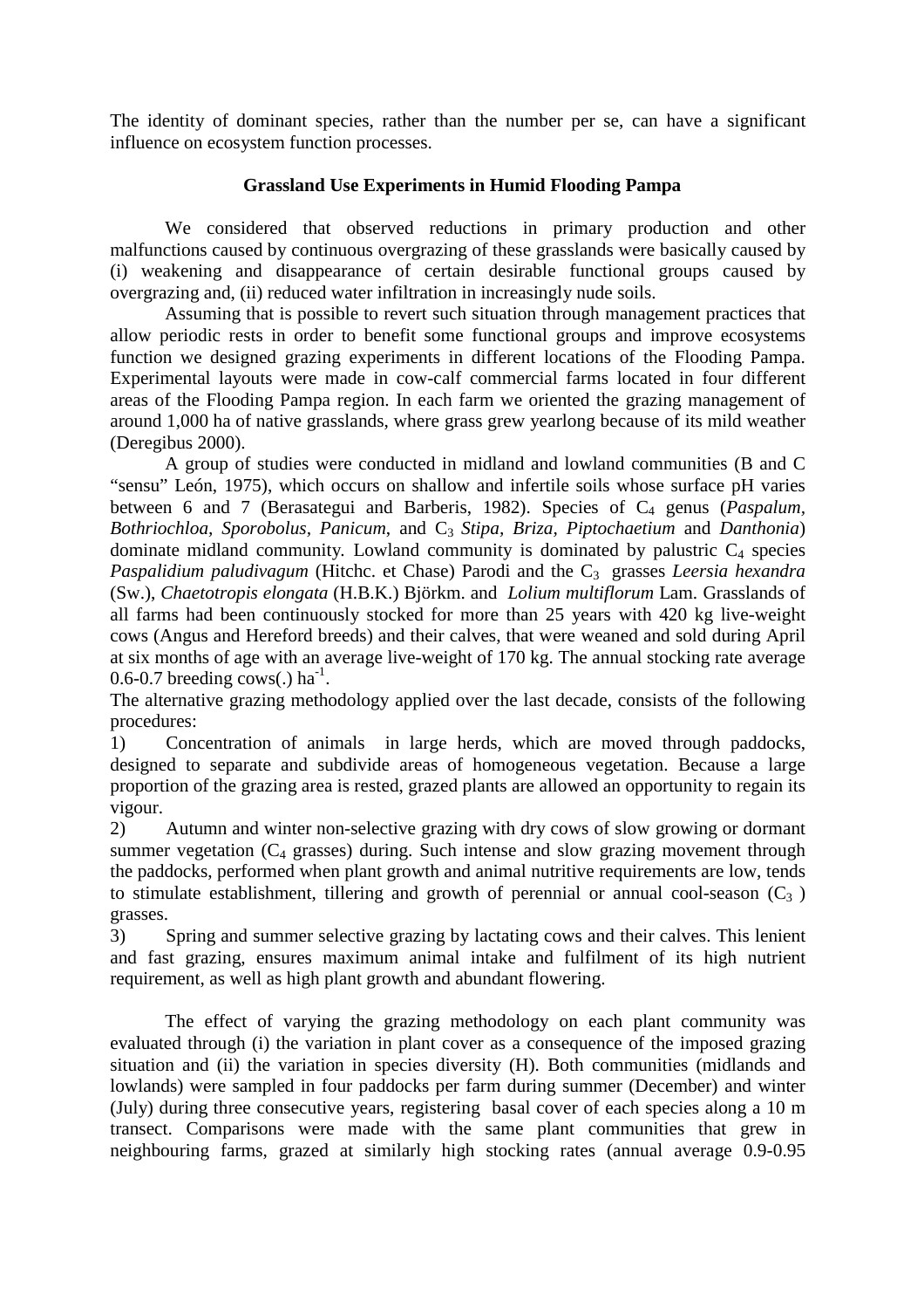The identity of dominant species, rather than the number per se, can have a significant influence on ecosystem function processes.

### Grassland Use Experiments in Humid Flooding Pampa

We considered that observed reductions in primary production and other malfunctions caused by continuous overgrazing of these grasslands were basically caused by (i) weakening and disappearance of certain desirable functional groups caused by overgrazing and, (ii) reduced water infiltration in increasingly nude soils.

Assuming that is possible to revert such situation through management practices that allow periodic rests in order to benefit some functional groups and improve ecosystems function we designed grazing experiments in different locations of the Flooding Pampa. Experimental layouts were made in cow-calf commercial farms located in four different areas of the Flooding Pampa region. In each farm we oriented the grazing management of around 1,000 ha of native grasslands, where grass grew yearlong because of its mild weather (Deregibus 2000).

A group of studies were conducted in midland and lowland communities (B and C "sensu" León, 1975), which occurs on shallow and infertile soils whose surface pH varies between 6 and 7 (Berasategui and Barberis, 1982). Species of $C_4$ genus (*Paspalum, Bothriochloa, Sporobolus, Panicum*, and $C_3$ *Stipa, Briza, Piptochaetium* and *Danthonia*) dominate midland community. Lowland community is dominated by palustric $C_4$ species *Paspalidium paludivagum* (Hitchc. et Chase) Parodi and the $C_3$ grasses *Leersia hexandra* (Sw.), *Chaetotropis elongata* (H.B.K.) Björkm. and *Lolium multiflorum* Lam. Grasslands of all farms had been continuously stocked for more than 25 years with 420 kg live-weight cows (Angus and Hereford breeds) and their calves, that were weaned and sold during April at six months of age with an average live-weight of 170 kg. The annual stocking rate average 0.6-0.7 breeding cows(.) $ha^{-1}$.

The alternative grazing methodology applied over the last decade, consists of the following procedures:

1) Concentration of animals in large herds, which are moved through paddocks, designed to separate and subdivide areas of homogeneous vegetation. Because a large proportion of the grazing area is rested, grazed plants are allowed an opportunity to regain its vigour.
2) Autumn and winter non-selective grazing with dry cows of slow growing or dormant summer vegetation ($C_4$ grasses) during. Such intense and slow grazing movement through the paddocks, performed when plant growth and animal nutritive requirements are low, tends to stimulate establishment, tillering and growth of perennial or annual cool-season ($C_3$) grasses.
3) Spring and summer selective grazing by lactating cows and their calves. This lenient and fast grazing, ensures maximum animal intake and fulfilment of its high nutrient requirement, as well as high plant growth and abundant flowering.

The effect of varying the grazing methodology on each plant community was evaluated through (i) the variation in plant cover as a consequence of the imposed grazing situation and (ii) the variation in species diversity (H). Both communities (midlands and lowlands) were sampled in four paddocks per farm during summer (December) and winter (July) during three consecutive years, registering basal cover of each species along a 10 m transect. Comparisons were made with the same plant communities that grew in neighbouring farms, grazed at similarly high stocking rates (annual average 0.9-0.95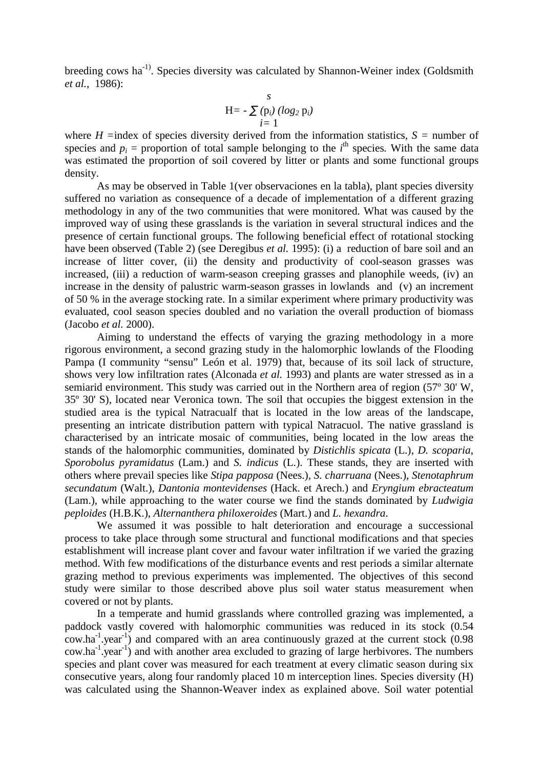breeding cows ha$^{-1}$). Species diversity was calculated by Shannon-Weiner index (Goldsmith *et al.*, 1986):

$$H = -\sum_{i=1}^{s} (p_i)(\log_2 p_i)$$

where $H$ =index of species diversity derived from the information statistics, $S$ = number of species and $p_i$ = proportion of total sample belonging to the $i^{th}$ species. With the same data was estimated the proportion of soil covered by litter or plants and some functional groups density.

As may be observed in Table 1(ver observaciones en la tabla), plant species diversity suffered no variation as consequence of a decade of implementation of a different grazing methodology in any of the two communities that were monitored. What was caused by the improved way of using these grasslands is the variation in several structural indices and the presence of certain functional groups. The following beneficial effect of rotational stocking have been observed (Table 2) (see Deregibus *et al.* 1995): (i) a reduction of bare soil and an increase of litter cover, (ii) the density and productivity of cool-season grasses was increased, (iii) a reduction of warm-season creeping grasses and planophile weeds, (iv) an increase in the density of palustric warm-season grasses in lowlands and (v) an increment of 50 % in the average stocking rate. In a similar experiment where primary productivity was evaluated, cool season species doubled and no variation the overall production of biomass (Jacobo *et al.* 2000).

Aiming to understand the effects of varying the grazing methodology in a more rigorous environment, a second grazing study in the halomorphic lowlands of the Flooding Pampa (I community "sensu" León et al. 1979) that, because of its soil lack of structure, shows very low infiltration rates (Alconada *et al.* 1993) and plants are water stressed as in a semiarid environment. This study was carried out in the Northern area of region (57º 30' W, 35º 30' S), located near Veronica town. The soil that occupies the biggest extension in the studied area is the typical Natracualf that is located in the low areas of the landscape, presenting an intricate distribution pattern with typical Natracuol. The native grassland is characterised by an intricate mosaic of communities, being located in the low areas the stands of the halomorphic communities, dominated by *Distichlis spicata* (L.), *D. scoparia*, *Sporobolus pyramidatus* (Lam.) and *S. indicus* (L.). These stands, they are inserted with others where prevail species like *Stipa papposa* (Nees.), *S. charruana* (Nees.), *Stenotaphrum secundatum* (Walt.), *Dantonia montevidenses* (Hack. et Arech.) and *Eryngium ebracteatum* (Lam.), while approaching to the water course we find the stands dominated by *Ludwigia peploides* (H.B.K.), *Alternanthera philoxeroides* (Mart.) and *L. hexandra*.

We assumed it was possible to halt deterioration and encourage a successional process to take place through some structural and functional modifications and that species establishment will increase plant cover and favour water infiltration if we varied the grazing method. With few modifications of the disturbance events and rest periods a similar alternate grazing method to previous experiments was implemented. The objectives of this second study were similar to those described above plus soil water status measurement when covered or not by plants.

In a temperate and humid grasslands where controlled grazing was implemented, a paddock vastly covered with halomorphic communities was reduced in its stock (0.54 cow.ha$^{-1}$.year$^{-1}$) and compared with an area continuously grazed at the current stock (0.98 cow.ha$^{-1}$.year$^{-1}$) and with another area excluded to grazing of large herbivores. The numbers species and plant cover was measured for each treatment at every climatic season during six consecutive years, along four randomly placed 10 m interception lines. Species diversity (H) was calculated using the Shannon-Weaver index as explained above. Soil water potential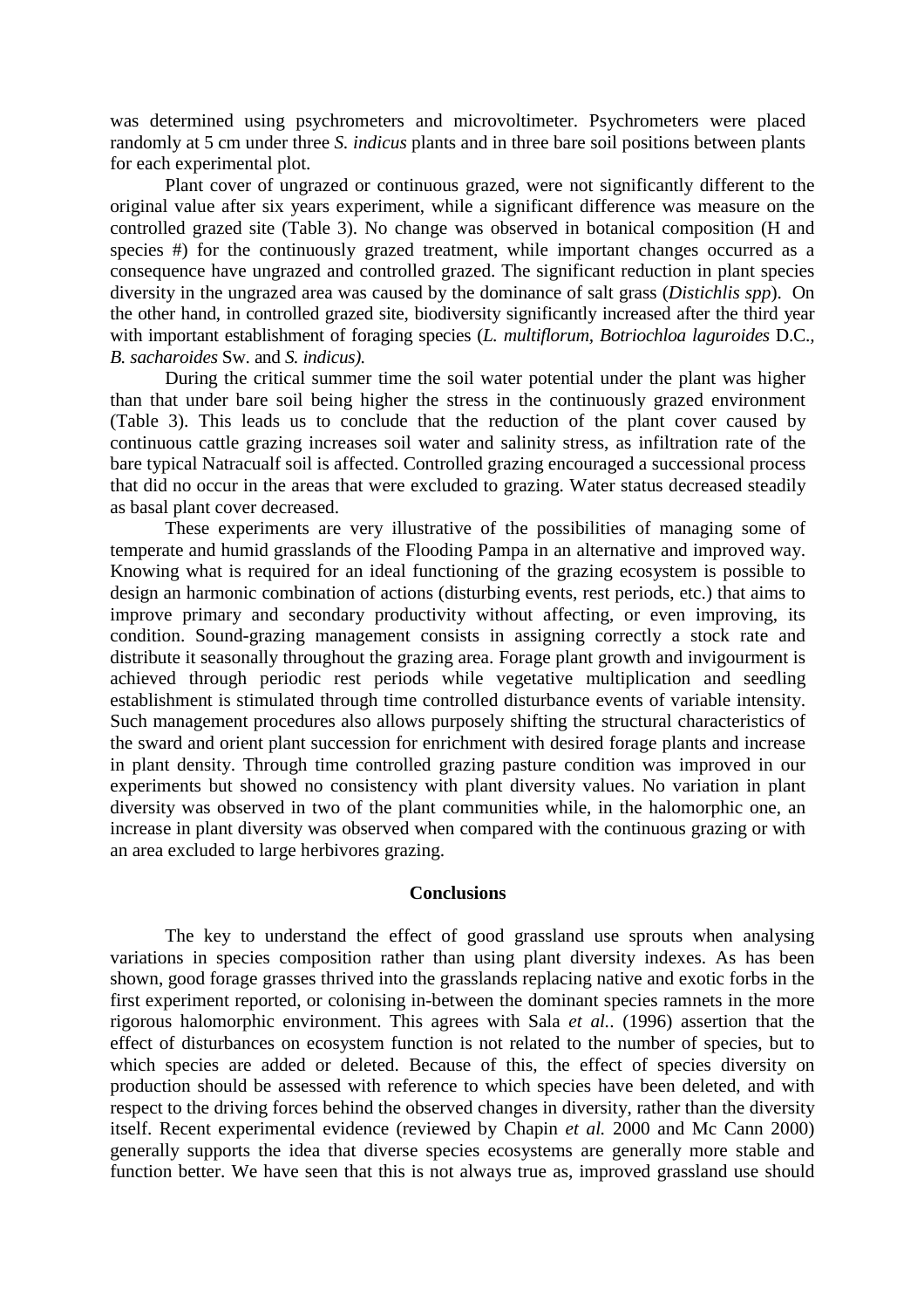was determined using psychrometers and microvoltimeter. Psychrometers were placed randomly at 5 cm under three *S. indicus* plants and in three bare soil positions between plants for each experimental plot.

Plant cover of ungrazed or continuous grazed, were not significantly different to the original value after six years experiment, while a significant difference was measure on the controlled grazed site (Table 3). No change was observed in botanical composition (H and species #) for the continuously grazed treatment, while important changes occurred as a consequence have ungrazed and controlled grazed. The significant reduction in plant species diversity in the ungrazed area was caused by the dominance of salt grass (*Distichlis spp*). On the other hand, in controlled grazed site, biodiversity significantly increased after the third year with important establishment of foraging species (*L. multiflorum, Botriochloa laguroides* D.C., *B. sacharoides* Sw. and *S. indicus).*

During the critical summer time the soil water potential under the plant was higher than that under bare soil being higher the stress in the continuously grazed environment (Table 3). This leads us to conclude that the reduction of the plant cover caused by continuous cattle grazing increases soil water and salinity stress, as infiltration rate of the bare typical Natracualf soil is affected. Controlled grazing encouraged a successional process that did no occur in the areas that were excluded to grazing. Water status decreased steadily as basal plant cover decreased.

These experiments are very illustrative of the possibilities of managing some of temperate and humid grasslands of the Flooding Pampa in an alternative and improved way. Knowing what is required for an ideal functioning of the grazing ecosystem is possible to design an harmonic combination of actions (disturbing events, rest periods, etc.) that aims to improve primary and secondary productivity without affecting, or even improving, its condition. Sound-grazing management consists in assigning correctly a stock rate and distribute it seasonally throughout the grazing area. Forage plant growth and invigourment is achieved through periodic rest periods while vegetative multiplication and seedling establishment is stimulated through time controlled disturbance events of variable intensity. Such management procedures also allows purposely shifting the structural characteristics of the sward and orient plant succession for enrichment with desired forage plants and increase in plant density. Through time controlled grazing pasture condition was improved in our experiments but showed no consistency with plant diversity values. No variation in plant diversity was observed in two of the plant communities while, in the halomorphic one, an increase in plant diversity was observed when compared with the continuous grazing or with an area excluded to large herbivores grazing.

## Conclusions

The key to understand the effect of good grassland use sprouts when analysing variations in species composition rather than using plant diversity indexes. As has been shown, good forage grasses thrived into the grasslands replacing native and exotic forbs in the first experiment reported, or colonising in-between the dominant species ramnets in the more rigorous halomorphic environment. This agrees with Sala *et al.*. (1996) assertion that the effect of disturbances on ecosystem function is not related to the number of species, but to which species are added or deleted. Because of this, the effect of species diversity on production should be assessed with reference to which species have been deleted, and with respect to the driving forces behind the observed changes in diversity, rather than the diversity itself. Recent experimental evidence (reviewed by Chapin *et al.* 2000 and Mc Cann 2000) generally supports the idea that diverse species ecosystems are generally more stable and function better. We have seen that this is not always true as, improved grassland use should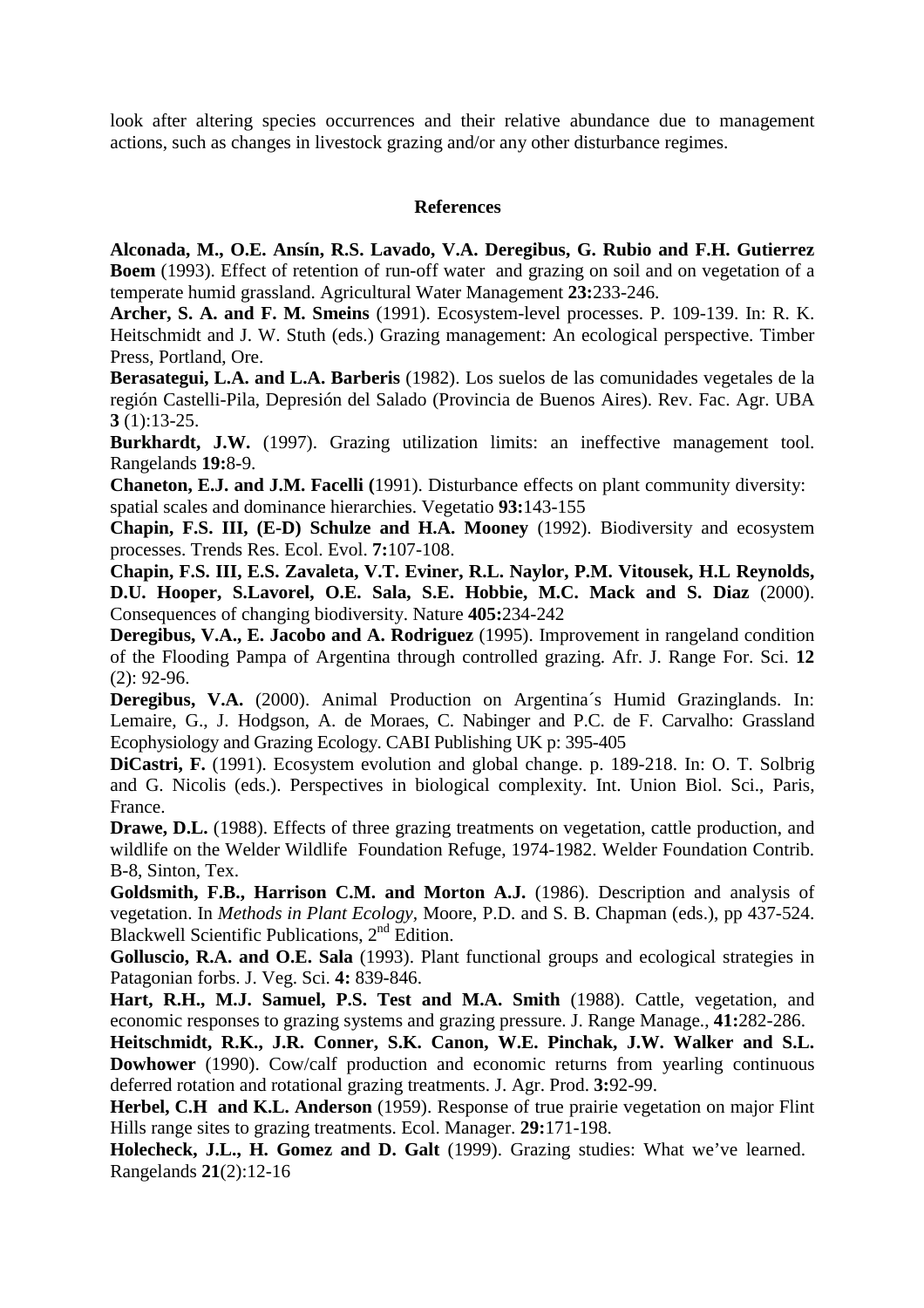look after altering species occurrences and their relative abundance due to management actions, such as changes in livestock grazing and/or any other disturbance regimes.

## References

**Alconada, M., O.E. Ansín, R.S. Lavado, V.A. Deregibus, G. Rubio and F.H. Gutierrez Boem** (1993). Effect of retention of run-off water and grazing on soil and on vegetation of a temperate humid grassland. Agricultural Water Management **23:**233-246.

**Archer, S. A. and F. M. Smeins** (1991). Ecosystem-level processes. P. 109-139. In: R. K. Heitschmidt and J. W. Stuth (eds.) Grazing management: An ecological perspective. Timber Press, Portland, Ore.

**Berasategui, L.A. and L.A. Barberis** (1982). Los suelos de las comunidades vegetales de la región Castelli-Pila, Depresión del Salado (Provincia de Buenos Aires). Rev. Fac. Agr. UBA **3** (1):13-25.

**Burkhardt, J.W.** (1997). Grazing utilization limits: an ineffective management tool. Rangelands **19:**8-9.

**Chaneton, E.J. and J.M. Facelli (**1991). Disturbance effects on plant community diversity: spatial scales and dominance hierarchies. Vegetatio **93:**143-155

**Chapin, F.S. III, (E-D) Schulze and H.A. Mooney** (1992). Biodiversity and ecosystem processes. Trends Res. Ecol. Evol. **7:**107-108.

**Chapin, F.S. III, E.S. Zavaleta, V.T. Eviner, R.L. Naylor, P.M. Vitousek, H.L Reynolds, D.U. Hooper, S.Lavorel, O.E. Sala, S.E. Hobbie, M.C. Mack and S. Diaz** (2000). Consequences of changing biodiversity. Nature **405:**234-242

**Deregibus, V.A., E. Jacobo and A. Rodriguez** (1995). Improvement in rangeland condition of the Flooding Pampa of Argentina through controlled grazing. Afr. J. Range For. Sci. **12** (2): 92-96.

**Deregibus, V.A.** (2000). Animal Production on Argentina´s Humid Grazinglands. In: Lemaire, G., J. Hodgson, A. de Moraes, C. Nabinger and P.C. de F. Carvalho: Grassland Ecophysiology and Grazing Ecology. CABI Publishing UK p: 395-405

**DiCastri, F.** (1991). Ecosystem evolution and global change. p. 189-218. In: O. T. Solbrig and G. Nicolis (eds.). Perspectives in biological complexity. Int. Union Biol. Sci., Paris, France.

**Drawe, D.L.** (1988). Effects of three grazing treatments on vegetation, cattle production, and wildlife on the Welder Wildlife Foundation Refuge, 1974-1982. Welder Foundation Contrib. B-8, Sinton, Tex.

**Goldsmith, F.B., Harrison C.M. and Morton A.J.** (1986). Description and analysis of vegetation. In *Methods in Plant Ecology*, Moore, P.D. and S. B. Chapman (eds.), pp 437-524. Blackwell Scientific Publications, 2nd Edition.

**Golluscio, R.A. and O.E. Sala** (1993). Plant functional groups and ecological strategies in Patagonian forbs. J. Veg. Sci. **4:** 839-846.

**Hart, R.H., M.J. Samuel, P.S. Test and M.A. Smith** (1988). Cattle, vegetation, and economic responses to grazing systems and grazing pressure. J. Range Manage., **41:**282-286.

**Heitschmidt, R.K., J.R. Conner, S.K. Canon, W.E. Pinchak, J.W. Walker and S.L. Dowhower** (1990). Cow/calf production and economic returns from yearling continuous deferred rotation and rotational grazing treatments. J. Agr. Prod. **3:**92-99.

**Herbel, C.H and K.L. Anderson** (1959). Response of true prairie vegetation on major Flint Hills range sites to grazing treatments. Ecol. Manager. **29:**171-198.

**Holecheck, J.L., H. Gomez and D. Galt** (1999). Grazing studies: What we've learned. Rangelands **21**(2):12-16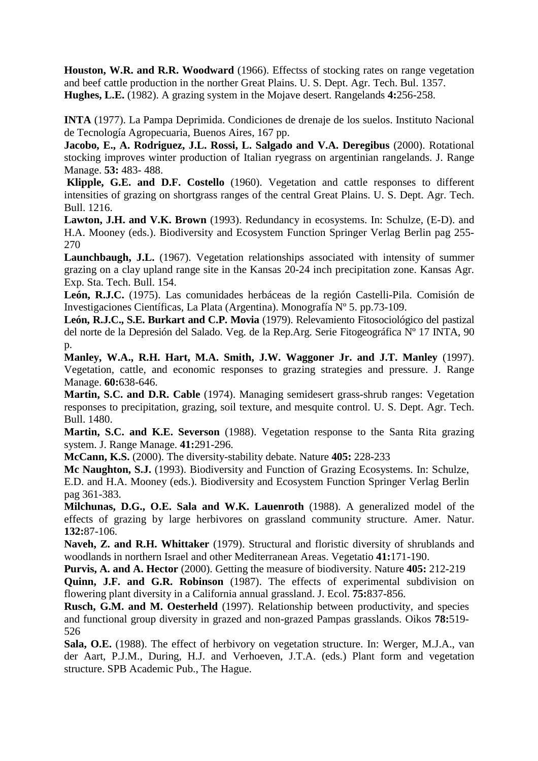**Houston, W.R. and R.R. Woodward** (1966). Effectss of stocking rates on range vegetation and beef cattle production in the norther Great Plains. U. S. Dept. Agr. Tech. Bul. 1357.

**Hughes, L.E.** (1982). A grazing system in the Mojave desert. Rangelands **4:**256-258.

**INTA** (1977). La Pampa Deprimida. Condiciones de drenaje de los suelos. Instituto Nacional de Tecnología Agropecuaria, Buenos Aires, 167 pp.

**Jacobo, E., A. Rodriguez, J.L. Rossi, L. Salgado and V.A. Deregibus** (2000). Rotational stocking improves winter production of Italian ryegrass on argentinian rangelands. J. Range Manage. **53:** 483- 488.

**Klipple, G.E. and D.F. Costello** (1960). Vegetation and cattle responses to different intensities of grazing on shortgrass ranges of the central Great Plains. U. S. Dept. Agr. Tech. Bull. 1216.

**Lawton, J.H. and V.K. Brown** (1993). Redundancy in ecosystems. In: Schulze, (E-D). and H.A. Mooney (eds.). Biodiversity and Ecosystem Function Springer Verlag Berlin pag 255-270

**Launchbaugh, J.L.** (1967). Vegetation relationships associated with intensity of summer grazing on a clay upland range site in the Kansas 20-24 inch precipitation zone. Kansas Agr. Exp. Sta. Tech. Bull. 154.

**León, R.J.C.** (1975). Las comunidades herbáceas de la región Castelli-Pila. Comisión de Investigaciones Científicas, La Plata (Argentina). Monografía Nº 5. pp.73-109.

**León, R.J.C., S.E. Burkart and C.P. Movia** (1979). Relevamiento Fitosociológico del pastizal del norte de la Depresión del Salado. Veg. de la Rep.Arg. Serie Fitogeográfica Nº 17 INTA, 90 p.

**Manley, W.A., R.H. Hart, M.A. Smith, J.W. Waggoner Jr. and J.T. Manley** (1997). Vegetation, cattle, and economic responses to grazing strategies and pressure. J. Range Manage. **60:**638-646.

**Martin, S.C. and D.R. Cable** (1974). Managing semidesert grass-shrub ranges: Vegetation responses to precipitation, grazing, soil texture, and mesquite control. U. S. Dept. Agr. Tech. Bull. 1480.

**Martin, S.C. and K.E. Severson** (1988). Vegetation response to the Santa Rita grazing system. J. Range Manage. **41:**291-296.

**McCann, K.S.** (2000). The diversity-stability debate. Nature **405:** 228-233

**Mc Naughton, S.J.** (1993). Biodiversity and Function of Grazing Ecosystems. In: Schulze, E.D. and H.A. Mooney (eds.). Biodiversity and Ecosystem Function Springer Verlag Berlin pag 361-383.

**Milchunas, D.G., O.E. Sala and W.K. Lauenroth** (1988). A generalized model of the effects of grazing by large herbivores on grassland community structure. Amer. Natur. **132:**87-106.

**Naveh, Z. and R.H. Whittaker** (1979). Structural and floristic diversity of shrublands and woodlands in northern Israel and other Mediterranean Areas. Vegetatio **41:**171-190.

**Purvis, A. and A. Hector** (2000). Getting the measure of biodiversity. Nature **405:** 212-219

**Quinn, J.F. and G.R. Robinson** (1987). The effects of experimental subdivision on flowering plant diversity in a California annual grassland. J. Ecol. **75:**837-856.

**Rusch, G.M. and M. Oesterheld** (1997). Relationship between productivity, and species and functional group diversity in grazed and non-grazed Pampas grasslands. Oikos **78:**519-526

**Sala, O.E.** (1988). The effect of herbivory on vegetation structure. In: Werger, M.J.A., van der Aart, P.J.M., During, H.J. and Verhoeven, J.T.A. (eds.) Plant form and vegetation structure. SPB Academic Pub., The Hague.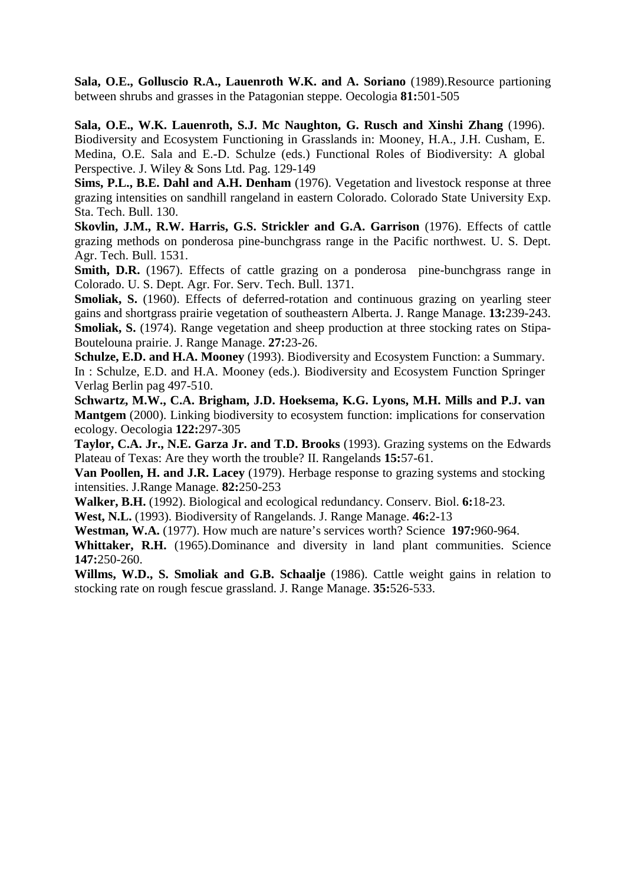**Sala, O.E., Golluscio R.A., Lauenroth W.K. and A. Soriano** (1989).Resource partioning between shrubs and grasses in the Patagonian steppe. Oecologia **81:**501-505

**Sala, O.E., W.K. Lauenroth, S.J. Mc Naughton, G. Rusch and Xinshi Zhang** (1996). Biodiversity and Ecosystem Functioning in Grasslands in: Mooney, H.A., J.H. Cusham, E. Medina, O.E. Sala and E.-D. Schulze (eds.) Functional Roles of Biodiversity: A global Perspective. J. Wiley & Sons Ltd. Pag. 129-149

**Sims, P.L., B.E. Dahl and A.H. Denham** (1976). Vegetation and livestock response at three grazing intensities on sandhill rangeland in eastern Colorado. Colorado State University Exp. Sta. Tech. Bull. 130.

**Skovlin, J.M., R.W. Harris, G.S. Strickler and G.A. Garrison** (1976). Effects of cattle grazing methods on ponderosa pine-bunchgrass range in the Pacific northwest. U. S. Dept. Agr. Tech. Bull. 1531.

**Smith, D.R.** (1967). Effects of cattle grazing on a ponderosa pine-bunchgrass range in Colorado. U. S. Dept. Agr. For. Serv. Tech. Bull. 1371.

**Smoliak, S.** (1960). Effects of deferred-rotation and continuous grazing on yearling steer gains and shortgrass prairie vegetation of southeastern Alberta. J. Range Manage. **13:**239-243.

**Smoliak, S.** (1974). Range vegetation and sheep production at three stocking rates on Stipa-Boutelouna prairie. J. Range Manage. **27:**23-26.

**Schulze, E.D. and H.A. Mooney** (1993). Biodiversity and Ecosystem Function: a Summary. In : Schulze, E.D. and H.A. Mooney (eds.). Biodiversity and Ecosystem Function Springer Verlag Berlin pag 497-510.

**Schwartz, M.W., C.A. Brigham, J.D. Hoeksema, K.G. Lyons, M.H. Mills and P.J. van Mantgem** (2000). Linking biodiversity to ecosystem function: implications for conservation ecology. Oecologia **122:**297-305

**Taylor, C.A. Jr., N.E. Garza Jr. and T.D. Brooks** (1993). Grazing systems on the Edwards Plateau of Texas: Are they worth the trouble? II. Rangelands **15:**57-61.

**Van Poollen, H. and J.R. Lacey** (1979). Herbage response to grazing systems and stocking intensities. J.Range Manage. **82:**250-253

**Walker, B.H.** (1992). Biological and ecological redundancy. Conserv. Biol. **6:**18-23.

**West, N.L.** (1993). Biodiversity of Rangelands. J. Range Manage. **46:**2-13

**Westman, W.A.** (1977). How much are nature's services worth? Science **197:**960-964.

**Whittaker, R.H.** (1965).Dominance and diversity in land plant communities. Science **147:**250-260.

**Willms, W.D., S. Smoliak and G.B. Schaalje** (1986). Cattle weight gains in relation to stocking rate on rough fescue grassland. J. Range Manage. **35:**526-533.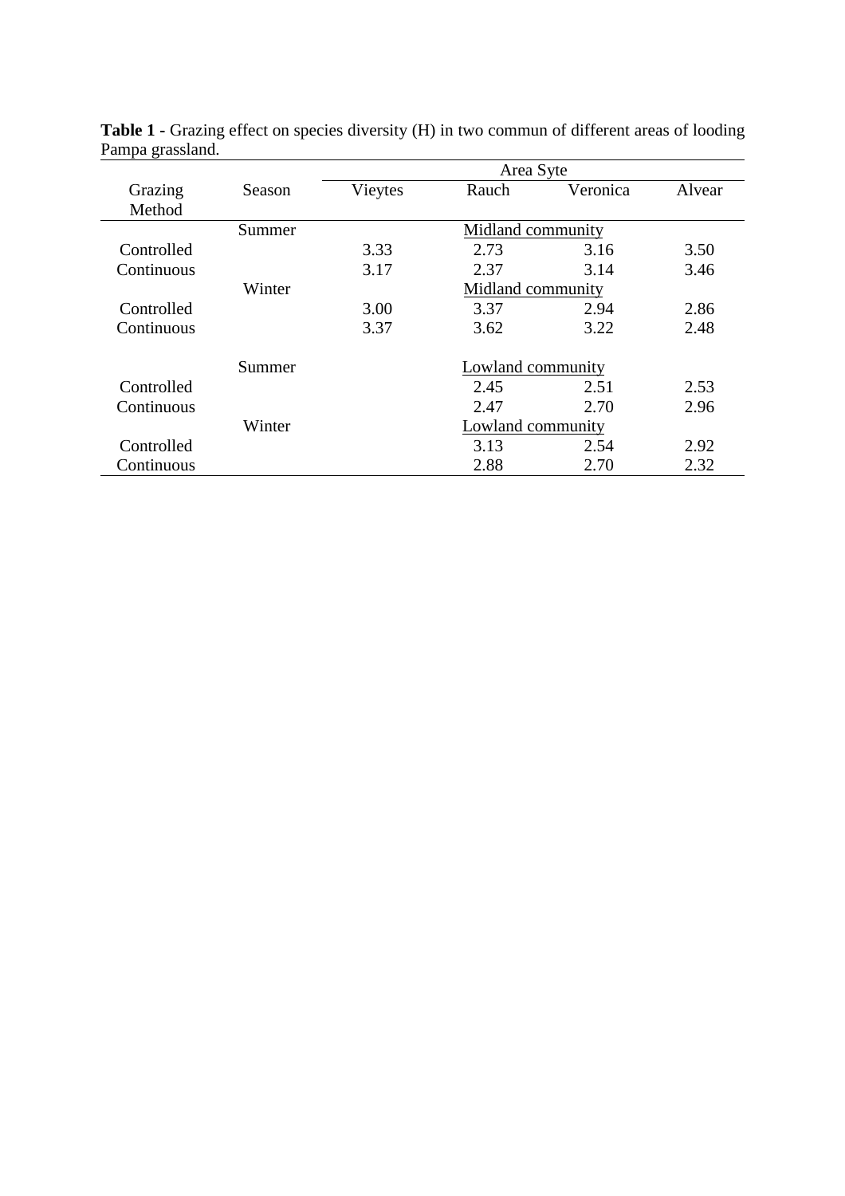**Table 1 -** Grazing effect on species diversity (H) in two commun of different areas of looding Pampa grassland.

| Grazing Method | Season | Area Syte | | | |
|---|---|---|---|---|---|
| | | Vieytes | Rauch | Veronica | Alvear |
| | Summer | | Midland community | | |
| Controlled | | 3.33 | 2.73 | 3.16 | 3.50 |
| Continuous | | 3.17 | 2.37 | 3.14 | 3.46 |
| | Winter | | Midland community | | |
| Controlled | | 3.00 | 3.37 | 2.94 | 2.86 |
| Continuous | | 3.37 | 3.62 | 3.22 | 2.48 |
| | Summer | | Lowland community | | |
| Controlled | | | 2.45 | 2.51 | 2.53 |
| Continuous | | | 2.47 | 2.70 | 2.96 |
| | Winter | | Lowland community | | |
| Controlled | | | 3.13 | 2.54 | 2.92 |
| Continuous | | | 2.88 | 2.70 | 2.32 |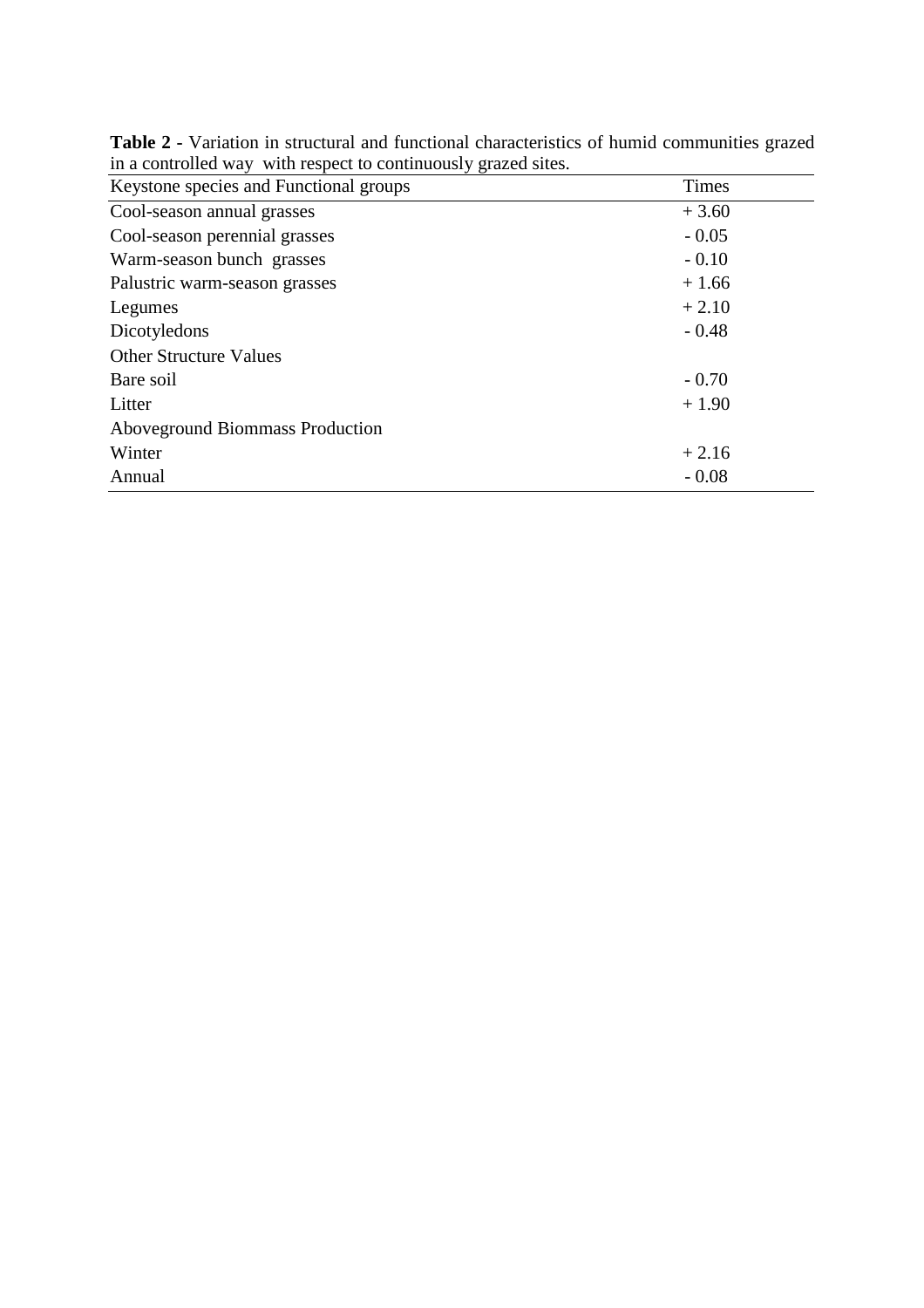**Table 2** - Variation in structural and functional characteristics of humid communities grazed in a controlled way with respect to continuously grazed sites.

| Keystone species and Functional groups | Times |
|---|---|
| Cool-season annual grasses | + 3.60 |
| Cool-season perennial grasses | - 0.05 |
| Warm-season bunch grasses | - 0.10 |
| Palustric warm-season grasses | + 1.66 |
| Legumes | + 2.10 |
| Dicotyledons | - 0.48 |
| Other Structure Values | |
| Bare soil | - 0.70 |
| Litter | + 1.90 |
| Aboveground Biommass Production | |
| Winter | + 2.16 |
| Annual | - 0.08 |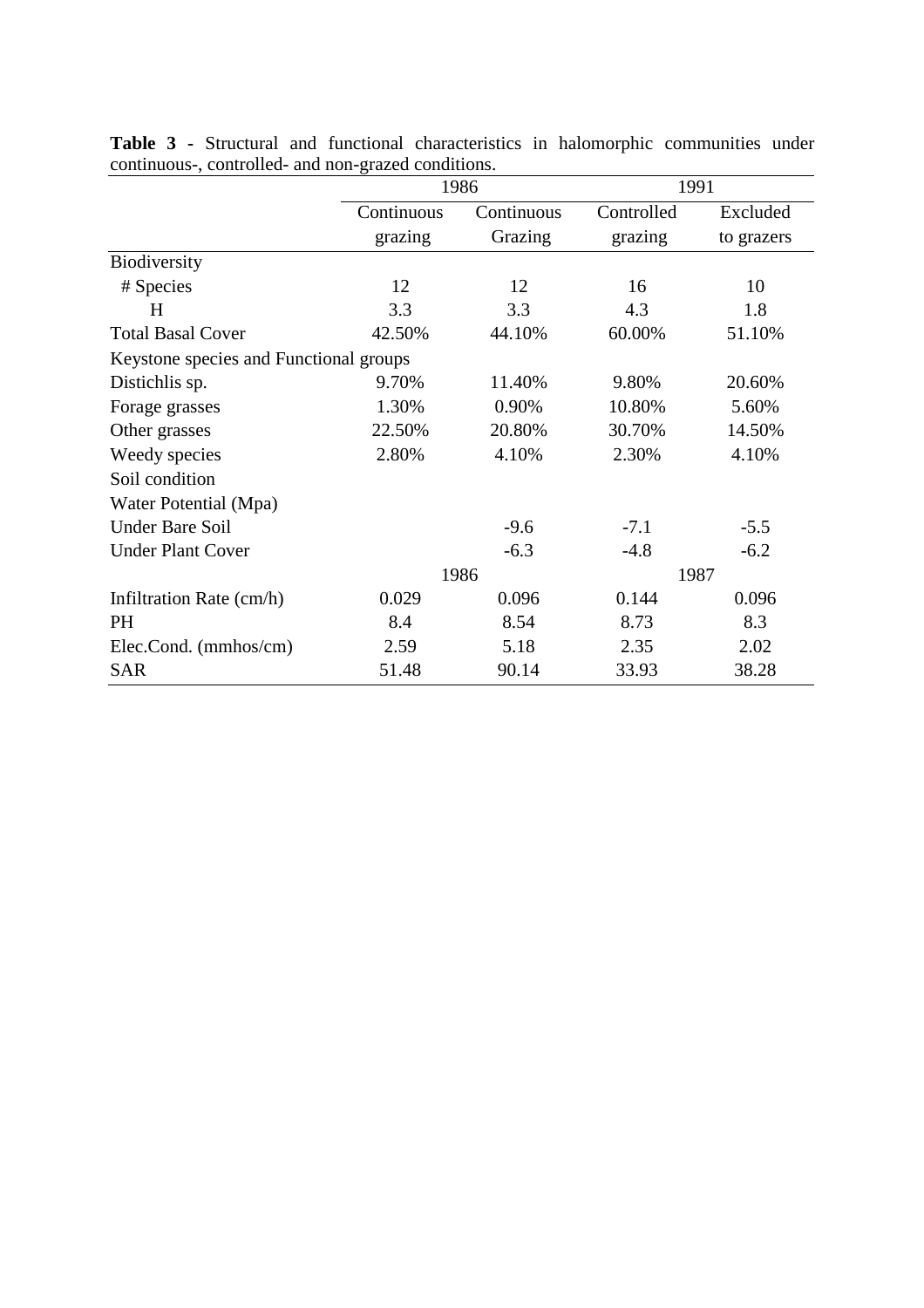**Table 3 -** Structural and functional characteristics in halomorphic communities under continuous-, controlled- and non-grazed conditions.

| | 1986 | | 1991 | |
|---|---|---|---|---|
| | Continuous grazing | Continuous Grazing | Controlled grazing | Excluded to grazers |
| Biodiversity | | | | |
| # Species | 12 | 12 | 16 | 10 |
| H | 3.3 | 3.3 | 4.3 | 1.8 |
| Total Basal Cover | 42.50% | 44.10% | 60.00% | 51.10% |
| Keystone species and Functional groups | | | | |
| Distichlis sp. | 9.70% | 11.40% | 9.80% | 20.60% |
| Forage grasses | 1.30% | 0.90% | 10.80% | 5.60% |
| Other grasses | 22.50% | 20.80% | 30.70% | 14.50% |
| Weedy species | 2.80% | 4.10% | 2.30% | 4.10% |
| Soil condition | | | | |
| Water Potential (Mpa) | | | | |
| Under Bare Soil | | -9.6 | -7.1 | -5.5 |
| Under Plant Cover | | -6.3 | -4.8 | -6.2 |
| | 1986 | | 1987 | |
| Infiltration Rate (cm/h) | 0.029 | 0.096 | 0.144 | 0.096 |
| PH | 8.4 | 8.54 | 8.73 | 8.3 |
| Elec.Cond. (mmhos/cm) | 2.59 | 5.18 | 2.35 | 2.02 |
| SAR | 51.48 | 90.14 | 33.93 | 38.28 |